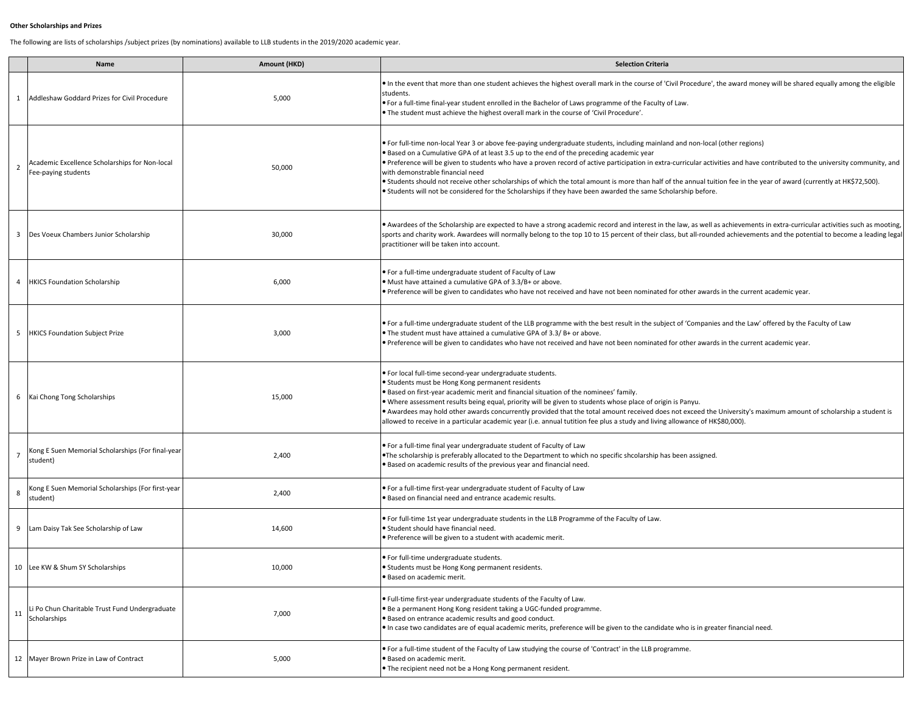**Other Scholarships and Prizes**

The following are lists of scholarships /subject prizes (by nominations) available to LLB students in the 2019/2020 academic year.

| | Name | Amount (HKD) | Selection Criteria |
|---|---|---|---|
| 1 | Addleshaw Goddard Prizes for Civil Procedure | 5,000 | • In the event that more than one student achieves the highest overall mark in the course of 'Civil Procedure', the award money will be shared equally among the eligible students.<br>• For a full-time final-year student enrolled in the Bachelor of Laws programme of the Faculty of Law.<br>• The student must achieve the highest overall mark in the course of 'Civil Procedure'. |
| 2 | Academic Excellence Scholarships for Non-local Fee-paying students | 50,000 | • For full-time non-local Year 3 or above fee-paying undergraduate students, including mainland and non-local (other regions)<br>• Based on a Cumulative GPA of at least 3.5 up to the end of the preceding academic year<br>• Preference will be given to students who have a proven record of active participation in extra-curricular activities and have contributed to the university community, and with demonstrable financial need<br>• Students should not receive other scholarships of which the total amount is more than half of the annual tuition fee in the year of award (currently at HK$72,500).<br>• Students will not be considered for the Scholarships if they have been awarded the same Scholarship before. |
| 3 | Des Voeux Chambers Junior Scholarship | 30,000 | • Awardees of the Scholarship are expected to have a strong academic record and interest in the law, as well as achievements in extra-curricular activities such as mooting, sports and charity work. Awardees will normally belong to the top 10 to 15 percent of their class, but all-rounded achievements and the potential to become a leading legal practitioner will be taken into account. |
| 4 | HKICS Foundation Scholarship | 6,000 | • For a full-time undergraduate student of Faculty of Law<br>• Must have attained a cumulative GPA of 3.3/B+ or above.<br>• Preference will be given to candidates who have not received and have not been nominated for other awards in the current academic year. |
| 5 | HKICS Foundation Subject Prize | 3,000 | • For a full-time undergraduate student of the LLB programme with the best result in the subject of 'Companies and the Law' offered by the Faculty of Law<br>• The student must have attained a cumulative GPA of 3.3/ B+ or above.<br>• Preference will be given to candidates who have not received and have not been nominated for other awards in the current academic year. |
| 6 | Kai Chong Tong Scholarships | 15,000 | • For local full-time second-year undergraduate students.<br>• Students must be Hong Kong permanent residents<br>• Based on first-year academic merit and financial situation of the nominees' family.<br>• Where assessment results being equal, priority will be given to students whose place of origin is Panyu.<br>• Awardees may hold other awards concurrently provided that the total amount received does not exceed the University's maximum amount of scholarship a student is allowed to receive in a particular academic year (i.e. annual tutition fee plus a study and living allowance of HK$80,000). |
| 7 | Kong E Suen Memorial Scholarships (For final-year student) | 2,400 | • For a full-time final year undergraduate student of Faculty of Law<br>•The scholarship is preferably allocated to the Department to which no specific shcolarship has been assigned.<br>• Based on academic results of the previous year and financial need. |
| 8 | Kong E Suen Memorial Scholarships (For first-year student) | 2,400 | • For a full-time first-year undergraduate student of Faculty of Law<br>• Based on financial need and entrance academic results. |
| 9 | Lam Daisy Tak See Scholarship of Law | 14,600 | • For full-time 1st year undergraduate students in the LLB Programme of the Faculty of Law.<br>• Student should have financial need.<br>• Preference will be given to a student with academic merit. |
| 10 | Lee KW & Shum SY Scholarships | 10,000 | • For full-time undergraduate students.<br>• Students must be Hong Kong permanent residents.<br>• Based on academic merit. |
| 11 | Li Po Chun Charitable Trust Fund Undergraduate Scholarships | 7,000 | • Full-time first-year undergraduate students of the Faculty of Law.<br>• Be a permanent Hong Kong resident taking a UGC-funded programme.<br>• Based on entrance academic results and good conduct.<br>• In case two candidates are of equal academic merits, preference will be given to the candidate who is in greater financial need. |
| 12 | Mayer Brown Prize in Law of Contract | 5,000 | • For a full-time student of the Faculty of Law studying the course of 'Contract' in the LLB programme.<br>• Based on academic merit.<br>• The recipient need not be a Hong Kong permanent resident. |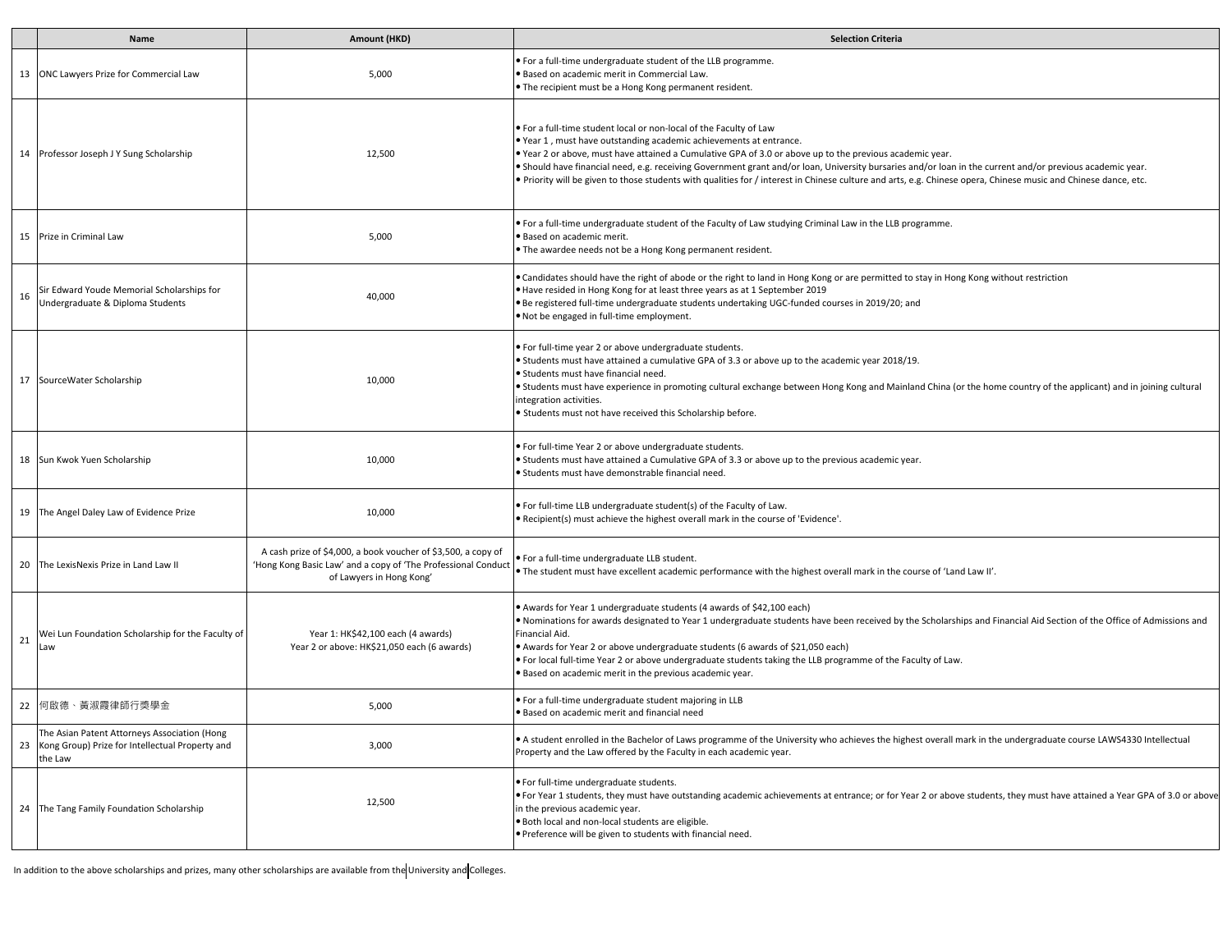| | Name | Amount (HKD) | Selection Criteria |
|---|---|---|---|
| 13 | ONC Lawyers Prize for Commercial Law | 5,000 | • For a full-time undergraduate student of the LLB programme.<br>• Based on academic merit in Commercial Law.<br>• The recipient must be a Hong Kong permanent resident. |
| 14 | Professor Joseph J Y Sung Scholarship | 12,500 | • For a full-time student local or non-local of the Faculty of Law<br>• Year 1 , must have outstanding academic achievements at entrance.<br>• Year 2 or above, must have attained a Cumulative GPA of 3.0 or above up to the previous academic year.<br>• Should have financial need, e.g. receiving Government grant and/or loan, University bursaries and/or loan in the current and/or previous academic year.<br>• Priority will be given to those students with qualities for / interest in Chinese culture and arts, e.g. Chinese opera, Chinese music and Chinese dance, etc. |
| 15 | Prize in Criminal Law | 5,000 | • For a full-time undergraduate student of the Faculty of Law studying Criminal Law in the LLB programme.<br>• Based on academic merit.<br>• The awardee needs not be a Hong Kong permanent resident. |
| 16 | Sir Edward Youde Memorial Scholarships for Undergraduate & Diploma Students | 40,000 | • Candidates should have the right of abode or the right to land in Hong Kong or are permitted to stay in Hong Kong without restriction<br>• Have resided in Hong Kong for at least three years as at 1 September 2019<br>• Be registered full-time undergraduate students undertaking UGC-funded courses in 2019/20; and<br>• Not be engaged in full-time employment. |
| 17 | SourceWater Scholarship | 10,000 | • For full-time year 2 or above undergraduate students.<br>• Students must have attained a cumulative GPA of 3.3 or above up to the academic year 2018/19.<br>• Students must have financial need.<br>• Students must have experience in promoting cultural exchange between Hong Kong and Mainland China (or the home country of the applicant) and in joining cultural integration activities.<br>• Students must not have received this Scholarship before. |
| 18 | Sun Kwok Yuen Scholarship | 10,000 | • For full-time Year 2 or above undergraduate students.<br>• Students must have attained a Cumulative GPA of 3.3 or above up to the previous academic year.<br>• Students must have demonstrable financial need. |
| 19 | The Angel Daley Law of Evidence Prize | 10,000 | • For full-time LLB undergraduate student(s) of the Faculty of Law.<br>• Recipient(s) must achieve the highest overall mark in the course of 'Evidence'. |
| 20 | The LexisNexis Prize in Land Law II | A cash prize of $4,000, a book voucher of $3,500, a copy of 'Hong Kong Basic Law' and a copy of 'The Professional Conduct of Lawyers in Hong Kong' | • For a full-time undergraduate LLB student.<br>• The student must have excellent academic performance with the highest overall mark in the course of 'Land Law II'. |
| 21 | Wei Lun Foundation Scholarship for the Faculty of Law | Year 1: HK$42,100 each (4 awards)<br>Year 2 or above: HK$21,050 each (6 awards) | • Awards for Year 1 undergraduate students (4 awards of $42,100 each)<br>• Nominations for awards designated to Year 1 undergraduate students have been received by the Scholarships and Financial Aid Section of the Office of Admissions and Financial Aid.<br>• Awards for Year 2 or above undergraduate students (6 awards of $21,050 each)<br>• For local full-time Year 2 or above undergraduate students taking the LLB programme of the Faculty of Law.<br>• Based on academic merit in the previous academic year. |
| 22 | 何啟德、黃淑霞律師行獎學金 | 5,000 | • For a full-time undergraduate student majoring in LLB<br>• Based on academic merit and financial need |
| 23 | The Asian Patent Attorneys Association (Hong Kong Group) Prize for Intellectual Property and the Law | 3,000 | • A student enrolled in the Bachelor of Laws programme of the University who achieves the highest overall mark in the undergraduate course LAWS4330 Intellectual Property and the Law offered by the Faculty in each academic year. |
| 24 | The Tang Family Foundation Scholarship | 12,500 | • For full-time undergraduate students.<br>• For Year 1 students, they must have outstanding academic achievements at entrance; or for Year 2 or above students, they must have attained a Year GPA of 3.0 or above in the previous academic year.<br>• Both local and non-local students are eligible.<br>• Preference will be given to students with financial need. |

In addition to the above scholarships and prizes, many other scholarships are available from the University and Colleges.